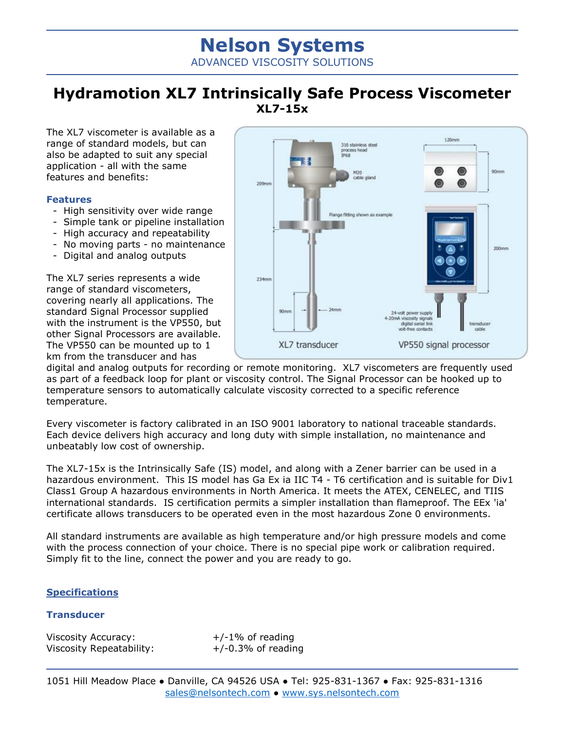# Nelson Systems

ADVANCED VISCOSITY SOLUTIONS

## Hydramotion XL7 Intrinsically Safe Process Viscometer

### XL7-15x

The XL7 viscometer is available as a range of standard models, but can also be adapted to suit any special application - all with the same features and benefits:

### Features

- High sensitivity over wide range
- Simple tank or pipeline installation
- High accuracy and repeatability
- No moving parts - no maintenance
- Digital and analog outputs

The XL7 series represents a wide range of standard viscometers, covering nearly all applications. The standard Signal Processor supplied with the instrument is the VP550, but other Signal Processors are available. The VP550 can be mounted up to 1 km from the transducer and has digital and analog outputs for recording or remote monitoring. XL7 viscometers are frequently used as part of a feedback loop for plant or viscosity control. The Signal Processor can be hooked up to temperature sensors to automatically calculate viscosity corrected to a specific reference temperature.

Every viscometer is factory calibrated in an ISO 9001 laboratory to national traceable standards. Each device delivers high accuracy and long duty with simple installation, no maintenance and unbeatably low cost of ownership.

The XL7-15x is the Intrinsically Safe (IS) model, and along with a Zener barrier can be used in a hazardous environment. This IS model has Ga Ex ia IIC T4 - T6 certification and is suitable for Div1 Class1 Group A hazardous environments in North America. It meets the ATEX, CENELEC, and TIIS international standards. IS certification permits a simpler installation than flameproof. The EEx 'ia' certificate allows transducers to be operated even in the most hazardous Zone 0 environments.

All standard instruments are available as high temperature and/or high pressure models and come with the process connection of your choice. There is no special pipe work or calibration required. Simply fit to the line, connect the power and you are ready to go.

## Specifications

### Transducer

| | |
|---|---|
| Viscosity Accuracy: | +/-1% of reading |
| Viscosity Repeatability: | +/-0.3% of reading |

1051 Hill Meadow Place ● Danville, CA 94526 USA ● Tel: 925-831-1367 ● Fax: 925-831-1316
sales@nelsontech.com ● www.sys.nelsontech.com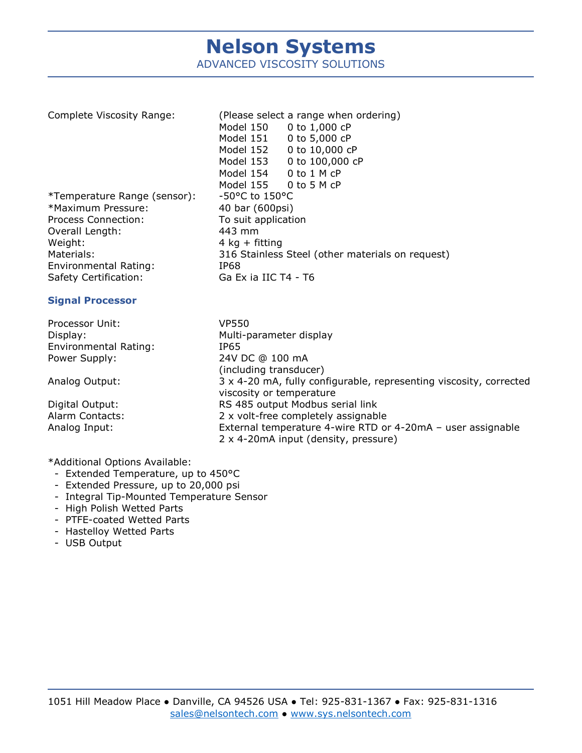# Nelson Systems

ADVANCED VISCOSITY SOLUTIONS

| | |
|---|---|
| Complete Viscosity Range: | (Please select a range when ordering) |
| | Model 150 0 to 1,000 cP |
| | Model 151 0 to 5,000 cP |
| | Model 152 0 to 10,000 cP |
| | Model 153 0 to 100,000 cP |
| | Model 154 0 to 1 M cP |
| | Model 155 0 to 5 M cP |
| *Temperature Range (sensor): | -50°C to 150°C |
| *Maximum Pressure: | 40 bar (600psi) |
| Process Connection: | To suit application |
| Overall Length: | 443 mm |
| Weight: | 4 kg + fitting |
| Materials: | 316 Stainless Steel (other materials on request) |
| Environmental Rating: | IP68 |
| Safety Certification: | Ga Ex ia IIC T4 - T6 |

### Signal Processor

| | |
|---|---|
| Processor Unit: | VP550 |
| Display: | Multi-parameter display |
| Environmental Rating: | IP65 |
| Power Supply: | 24V DC @ 100 mA (including transducer) |
| Analog Output: | 3 x 4-20 mA, fully configurable, representing viscosity, corrected viscosity or temperature |
| Digital Output: | RS 485 output Modbus serial link |
| Alarm Contacts: | 2 x volt-free completely assignable |
| Analog Input: | External temperature 4-wire RTD or 4-20mA – user assignable<br>2 x 4-20mA input (density, pressure) |

*Additional Options Available:

- Extended Temperature, up to 450°C
- Extended Pressure, up to 20,000 psi
- Integral Tip-Mounted Temperature Sensor
- High Polish Wetted Parts
- PTFE-coated Wetted Parts
- Hastelloy Wetted Parts
- USB Output

1051 Hill Meadow Place ● Danville, CA 94526 USA ● Tel: 925-831-1367 ● Fax: 925-831-1316
sales@nelsontech.com ● www.sys.nelsontech.com